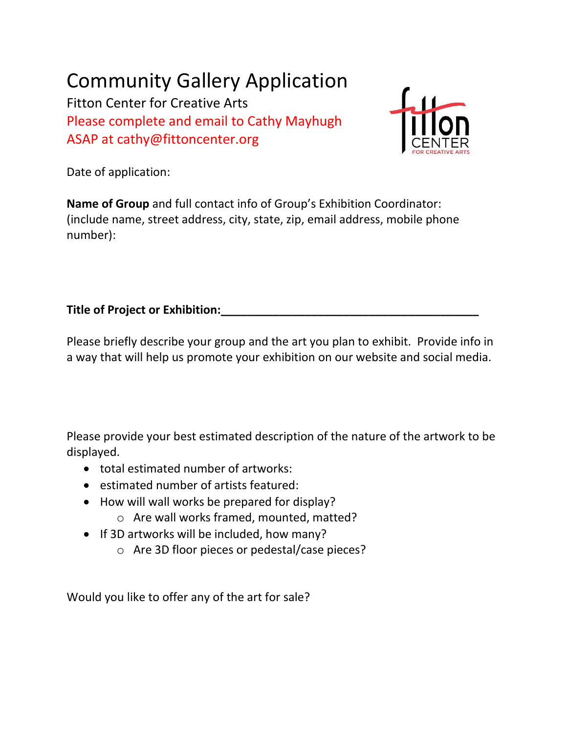# Community Gallery Application

Fitton Center for Creative Arts

Please complete and email to Cathy Mayhugh ASAP at cathy@fittoncenter.org

Date of application:

**Name of Group** and full contact info of Group's Exhibition Coordinator: (include name, street address, city, state, zip, email address, mobile phone number):

**Title of Project or Exhibition:**\_\_\_\_\_\_\_\_\_\_\_\_\_\_\_\_\_\_\_\_\_\_\_\_\_\_\_\_\_\_\_\_\_\_\_\_\_\_\_\_\_\_

Please briefly describe your group and the art you plan to exhibit. Provide info in a way that will help us promote your exhibition on our website and social media.

Please provide your best estimated description of the nature of the artwork to be displayed.

- total estimated number of artworks:
- estimated number of artists featured:
- How will wall works be prepared for display?
  - Are wall works framed, mounted, matted?
- If 3D artworks will be included, how many?
  - Are 3D floor pieces or pedestal/case pieces?

Would you like to offer any of the art for sale?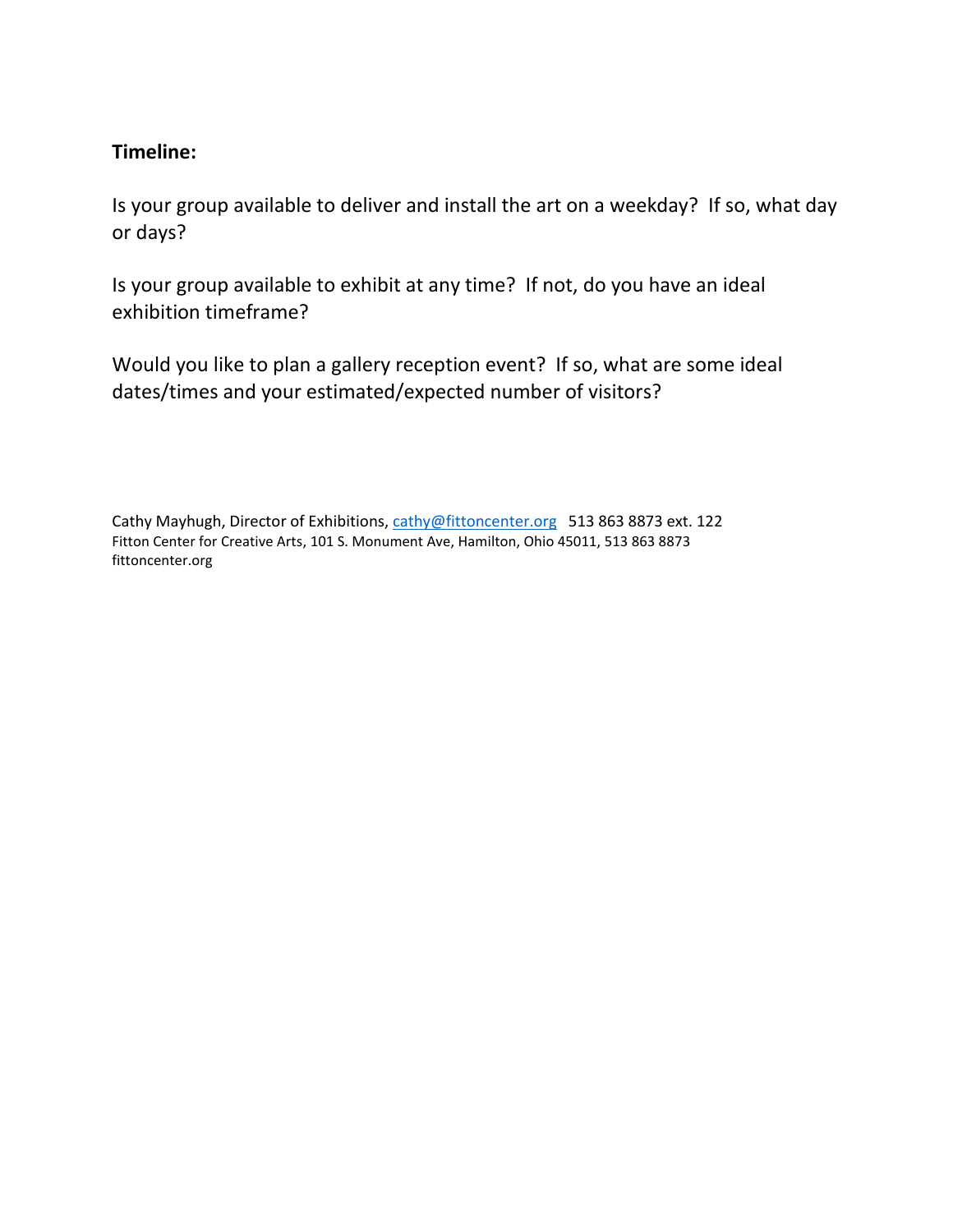**Timeline:**

Is your group available to deliver and install the art on a weekday? If so, what day or days?

Is your group available to exhibit at any time? If not, do you have an ideal exhibition timeframe?

Would you like to plan a gallery reception event? If so, what are some ideal dates/times and your estimated/expected number of visitors?

Cathy Mayhugh, Director of Exhibitions, cathy@fittoncenter.org 513 863 8873 ext. 122
Fitton Center for Creative Arts, 101 S. Monument Ave, Hamilton, Ohio 45011, 513 863 8873
fittoncenter.org